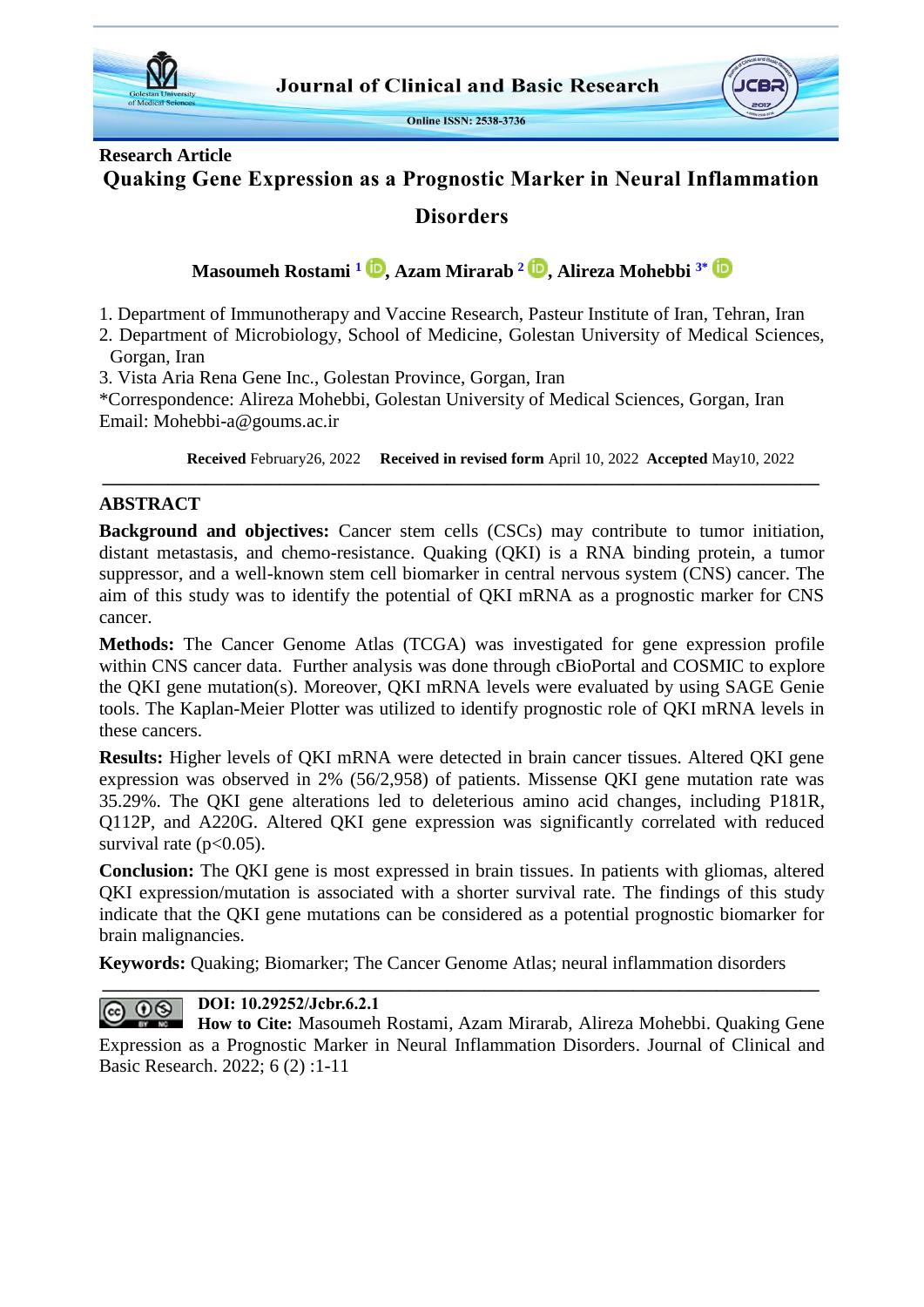**Research Article**

# Quaking Gene Expression as a Prognostic Marker in Neural Inflammation Disorders

**Masoumeh Rostami [1], Azam Mirarab [2], Alireza Mohebbi [3*]**

1. Department of Immunotherapy and Vaccine Research, Pasteur Institute of Iran, Tehran, Iran
2. Department of Microbiology, School of Medicine, Golestan University of Medical Sciences, Gorgan, Iran
3. Vista Aria Rena Gene Inc., Golestan Province, Gorgan, Iran

*Correspondence: Alireza Mohebbi, Golestan University of Medical Sciences, Gorgan, Iran
Email: Mohebbi-a@goums.ac.ir

**Received** February26, 2022 **Received in revised form** April 10, 2022 **Accepted** May10, 2022

## ABSTRACT

**Background and objectives:** Cancer stem cells (CSCs) may contribute to tumor initiation, distant metastasis, and chemo-resistance. Quaking (QKI) is a RNA binding protein, a tumor suppressor, and a well-known stem cell biomarker in central nervous system (CNS) cancer. The aim of this study was to identify the potential of QKI mRNA as a prognostic marker for CNS cancer.

**Methods:** The Cancer Genome Atlas (TCGA) was investigated for gene expression profile within CNS cancer data. Further analysis was done through cBioPortal and COSMIC to explore the QKI gene mutation(s). Moreover, QKI mRNA levels were evaluated by using SAGE Genie tools. The Kaplan-Meier Plotter was utilized to identify prognostic role of QKI mRNA levels in these cancers.

**Results:** Higher levels of QKI mRNA were detected in brain cancer tissues. Altered QKI gene expression was observed in 2% (56/2,958) of patients. Missense QKI gene mutation rate was 35.29%. The QKI gene alterations led to deleterious amino acid changes, including P181R, Q112P, and A220G. Altered QKI gene expression was significantly correlated with reduced survival rate ($p<0.05$).

**Conclusion:** The QKI gene is most expressed in brain tissues. In patients with gliomas, altered QKI expression/mutation is associated with a shorter survival rate. The findings of this study indicate that the QKI gene mutations can be considered as a potential prognostic biomarker for brain malignancies.

**Keywords:** Quaking; Biomarker; The Cancer Genome Atlas; neural inflammation disorders

**DOI: 10.29252/Jcbr.6.2.1**

**How to Cite:** Masoumeh Rostami, Azam Mirarab, Alireza Mohebbi. Quaking Gene Expression as a Prognostic Marker in Neural Inflammation Disorders. Journal of Clinical and Basic Research. 2022; 6 (2) :1-11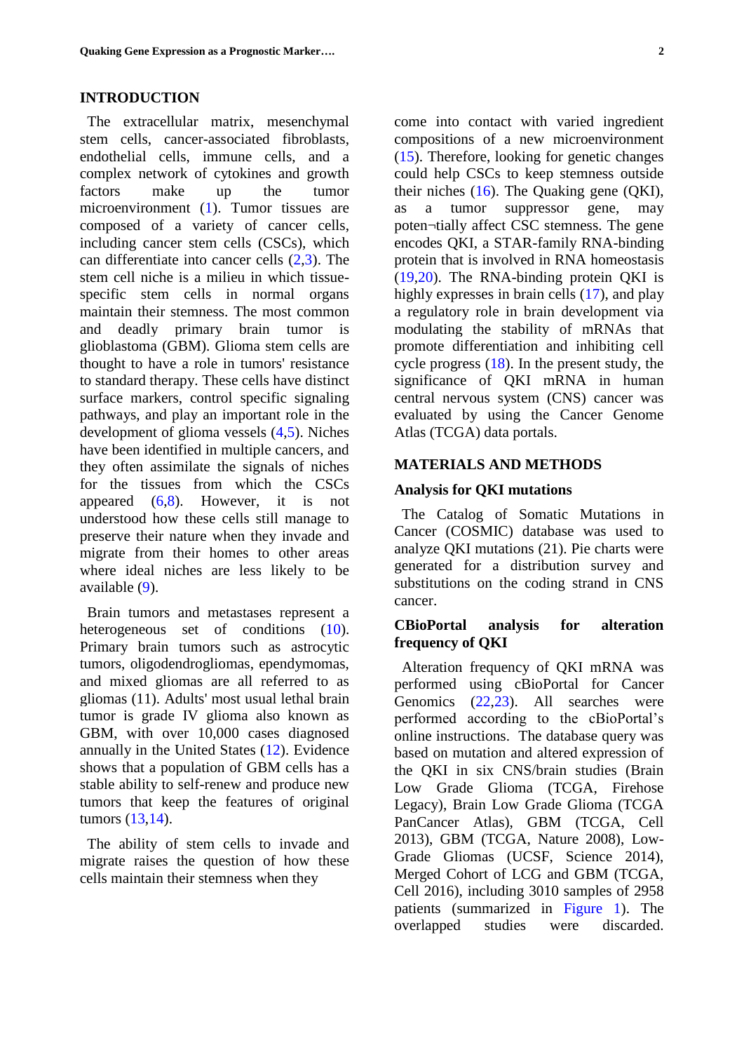## INTRODUCTION

The extracellular matrix, mesenchymal stem cells, cancer-associated fibroblasts, endothelial cells, immune cells, and a complex network of cytokines and growth factors make up the tumor microenvironment (1). Tumor tissues are composed of a variety of cancer cells, including cancer stem cells (CSCs), which can differentiate into cancer cells (2,3). The stem cell niche is a milieu in which tissue-specific stem cells in normal organs maintain their stemness. The most common and deadly primary brain tumor is glioblastoma (GBM). Glioma stem cells are thought to have a role in tumors' resistance to standard therapy. These cells have distinct surface markers, control specific signaling pathways, and play an important role in the development of glioma vessels (4,5). Niches have been identified in multiple cancers, and they often assimilate the signals of niches for the tissues from which the CSCs appeared (6,8). However, it is not understood how these cells still manage to preserve their nature when they invade and migrate from their homes to other areas where ideal niches are less likely to be available (9).

Brain tumors and metastases represent a heterogeneous set of conditions (10). Primary brain tumors such as astrocytic tumors, oligodendrogliomas, ependymomas, and mixed gliomas are all referred to as gliomas (11). Adults' most usual lethal brain tumor is grade IV glioma also known as GBM, with over 10,000 cases diagnosed annually in the United States (12). Evidence shows that a population of GBM cells has a stable ability to self-renew and produce new tumors that keep the features of original tumors (13,14).

The ability of stem cells to invade and migrate raises the question of how these cells maintain their stemness when they come into contact with varied ingredient compositions of a new microenvironment (15). Therefore, looking for genetic changes could help CSCs to keep stemness outside their niches (16). The Quaking gene (QKI), as a tumor suppressor gene, may poten¬tially affect CSC stemness. The gene encodes QKI, a STAR-family RNA-binding protein that is involved in RNA homeostasis (19,20). The RNA-binding protein QKI is highly expresses in brain cells (17), and play a regulatory role in brain development via modulating the stability of mRNAs that promote differentiation and inhibiting cell cycle progress (18). In the present study, the significance of QKI mRNA in human central nervous system (CNS) cancer was evaluated by using the Cancer Genome Atlas (TCGA) data portals.

## MATERIALS AND METHODS

### Analysis for QKI mutations

The Catalog of Somatic Mutations in Cancer (COSMIC) database was used to analyze QKI mutations (21). Pie charts were generated for a distribution survey and substitutions on the coding strand in CNS cancer.

### CBioPortal analysis for alteration frequency of QKI

Alteration frequency of QKI mRNA was performed using cBioPortal for Cancer Genomics (22,23). All searches were performed according to the cBioPortal's online instructions. The database query was based on mutation and altered expression of the QKI in six CNS/brain studies (Brain Low Grade Glioma (TCGA, Firehose Legacy), Brain Low Grade Glioma (TCGA PanCancer Atlas), GBM (TCGA, Cell 2013), GBM (TCGA, Nature 2008), Low-Grade Gliomas (UCSF, Science 2014), Merged Cohort of LCG and GBM (TCGA, Cell 2016), including 3010 samples of 2958 patients (summarized in Figure 1). The overlapped studies were discarded.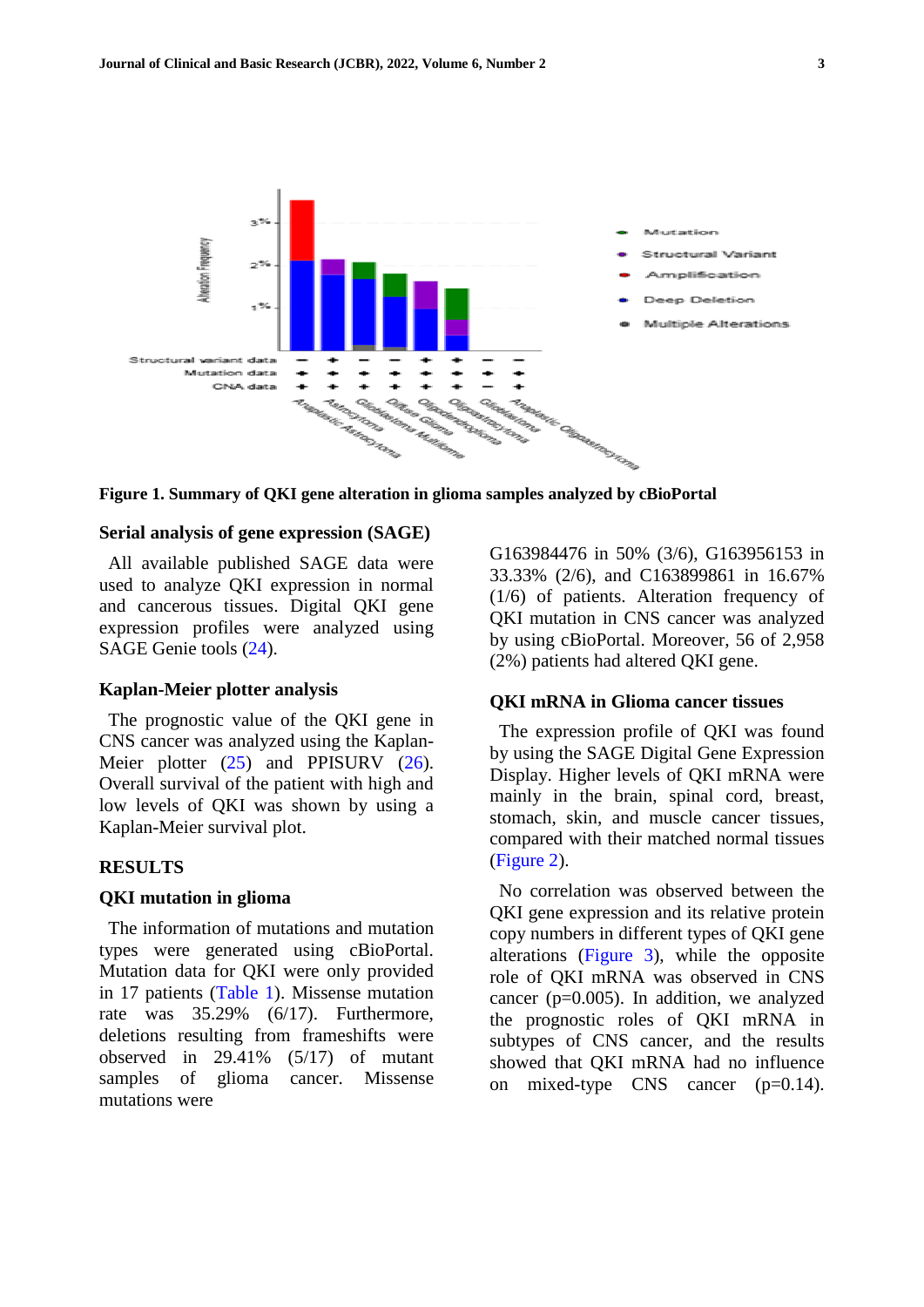**Figure 1. Summary of QKI gene alteration in glioma samples analyzed by cBioPortal**

### Serial analysis of gene expression (SAGE)

All available published SAGE data were used to analyze QKI expression in normal and cancerous tissues. Digital QKI gene expression profiles were analyzed using SAGE Genie tools (24).

### Kaplan-Meier plotter analysis

The prognostic value of the QKI gene in CNS cancer was analyzed using the Kaplan-Meier plotter (25) and PPISURV (26). Overall survival of the patient with high and low levels of QKI was shown by using a Kaplan-Meier survival plot.

## RESULTS

### QKI mutation in glioma

The information of mutations and mutation types were generated using cBioPortal. Mutation data for QKI were only provided in 17 patients (Table 1). Missense mutation rate was 35.29% (6/17). Furthermore, deletions resulting from frameshifts were observed in 29.41% (5/17) of mutant samples of glioma cancer. Missense mutations were G163984476 in 50% (3/6), G163956153 in 33.33% (2/6), and C163899861 in 16.67% (1/6) of patients. Alteration frequency of QKI mutation in CNS cancer was analyzed by using cBioPortal. Moreover, 56 of 2,958 (2%) patients had altered QKI gene.

### QKI mRNA in Glioma cancer tissues

The expression profile of QKI was found by using the SAGE Digital Gene Expression Display. Higher levels of QKI mRNA were mainly in the brain, spinal cord, breast, stomach, skin, and muscle cancer tissues, compared with their matched normal tissues (Figure 2).

No correlation was observed between the QKI gene expression and its relative protein copy numbers in different types of QKI gene alterations (Figure 3), while the opposite role of QKI mRNA was observed in CNS cancer (p=0.005). In addition, we analyzed the prognostic roles of QKI mRNA in subtypes of CNS cancer, and the results showed that QKI mRNA had no influence on mixed-type CNS cancer (p=0.14).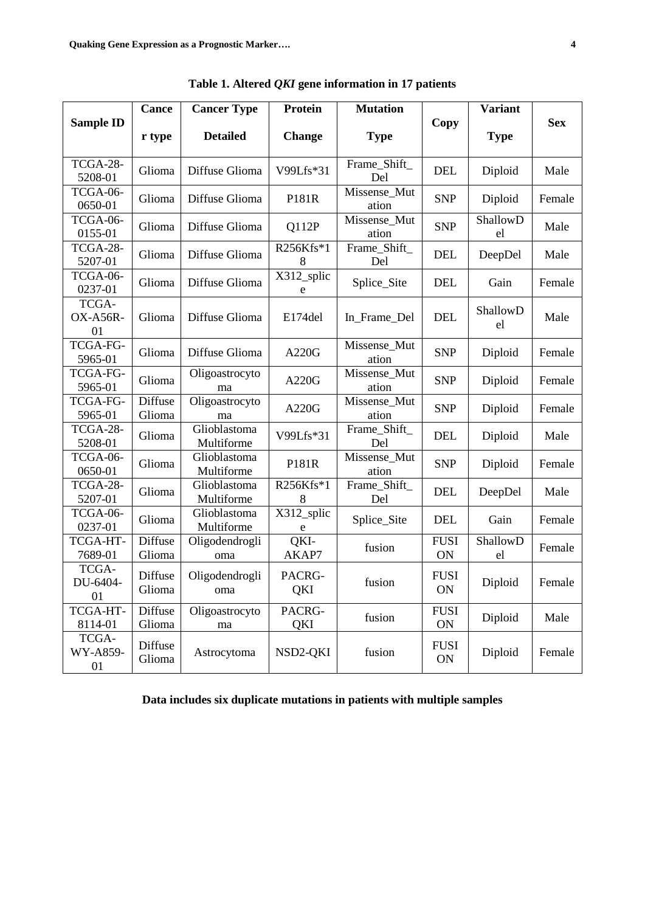**Table 1. Altered *QKI* gene information in 17 patients**

| Sample ID | Cancer type | Cancer Type Detailed | Protein Change | Mutation Type | Copy | Variant Type | Sex |
|---|---|---|---|---|---|---|---|
| TCGA-28-5208-01 | Glioma | Diffuse Glioma | V99Lfs*31 | Frame_Shift_Del | DEL | Diploid | Male |
| TCGA-06-0650-01 | Glioma | Diffuse Glioma | P181R | Missense_Mutation | SNP | Diploid | Female |
| TCGA-06-0155-01 | Glioma | Diffuse Glioma | Q112P | Missense_Mutation | SNP | ShallowDel | Male |
| TCGA-28-5207-01 | Glioma | Diffuse Glioma | R256Kfs*18 | Frame_Shift_Del | DEL | DeepDel | Male |
| TCGA-06-0237-01 | Glioma | Diffuse Glioma | X312_splice | Splice_Site | DEL | Gain | Female |
| TCGA-OX-A56R-01 | Glioma | Diffuse Glioma | E174del | In_Frame_Del | DEL | ShallowDel | Male |
| TCGA-FG-5965-01 | Glioma | Diffuse Glioma | A220G | Missense_Mutation | SNP | Diploid | Female |
| TCGA-FG-5965-01 | Glioma | Oligoastrocytoma | A220G | Missense_Mutation | SNP | Diploid | Female |
| TCGA-FG-5965-01 | Diffuse Glioma | Oligoastrocytoma | A220G | Missense_Mutation | SNP | Diploid | Female |
| TCGA-28-5208-01 | Glioma | Glioblastoma Multiforme | V99Lfs*31 | Frame_Shift_Del | DEL | Diploid | Male |
| TCGA-06-0650-01 | Glioma | Glioblastoma Multiforme | P181R | Missense_Mutation | SNP | Diploid | Female |
| TCGA-28-5207-01 | Glioma | Glioblastoma Multiforme | R256Kfs*18 | Frame_Shift_Del | DEL | DeepDel | Male |
| TCGA-06-0237-01 | Glioma | Glioblastoma Multiforme | X312_splice | Splice_Site | DEL | Gain | Female |
| TCGA-HT-7689-01 | Diffuse Glioma | Oligodendroglioma | QKI-AKAP7 | fusion | FUSION | ShallowDel | Female |
| TCGA-DU-6404-01 | Diffuse Glioma | Oligodendroglioma | PACRG-QKI | fusion | FUSION | Diploid | Female |
| TCGA-HT-8114-01 | Diffuse Glioma | Oligoastrocytoma | PACRG-QKI | fusion | FUSION | Diploid | Male |
| TCGA-WY-A859-01 | Diffuse Glioma | Astrocytoma | NSD2-QKI | fusion | FUSION | Diploid | Female |

**Data includes six duplicate mutations in patients with multiple samples**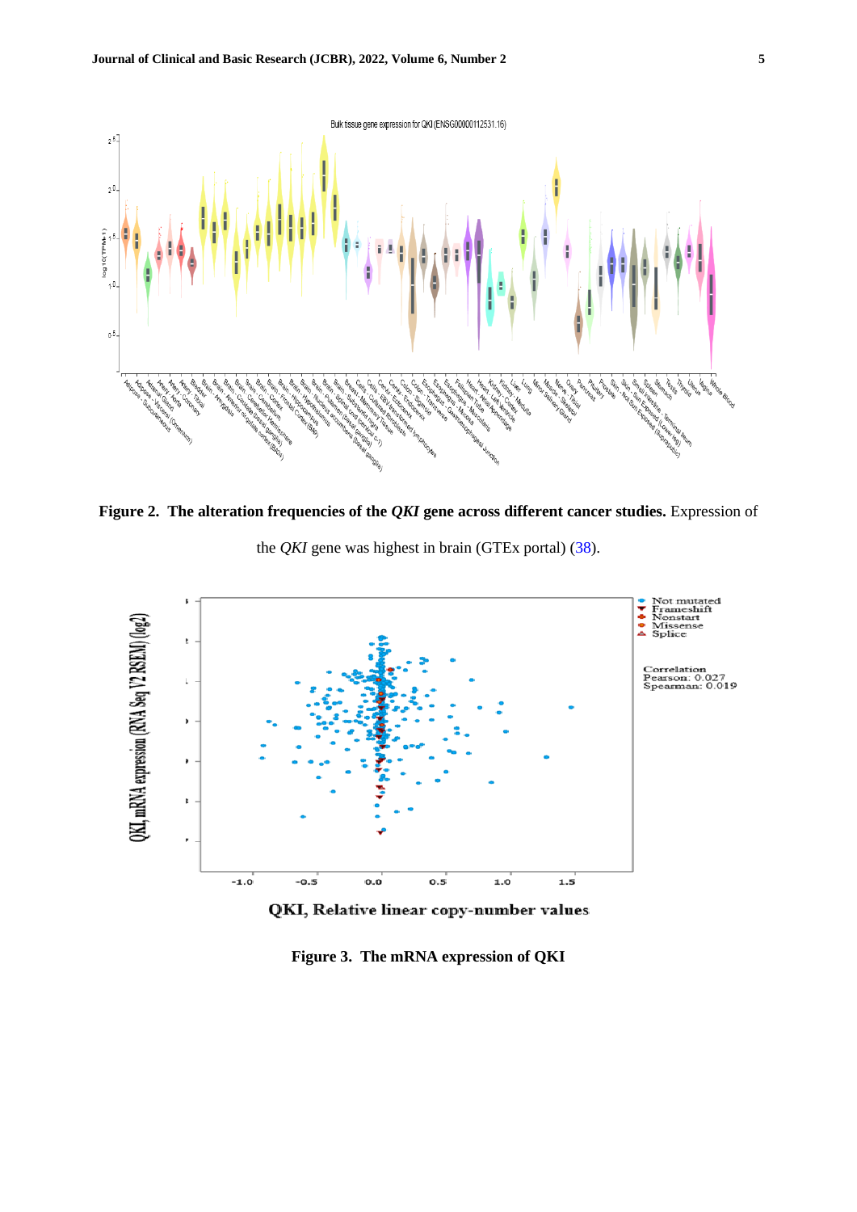**Figure 2. The alteration frequencies of the *QKI* gene across different cancer studies.** Expression of the *QKI* gene was highest in brain (GTEx portal) (38).

**Figure 3. The mRNA expression of QKI**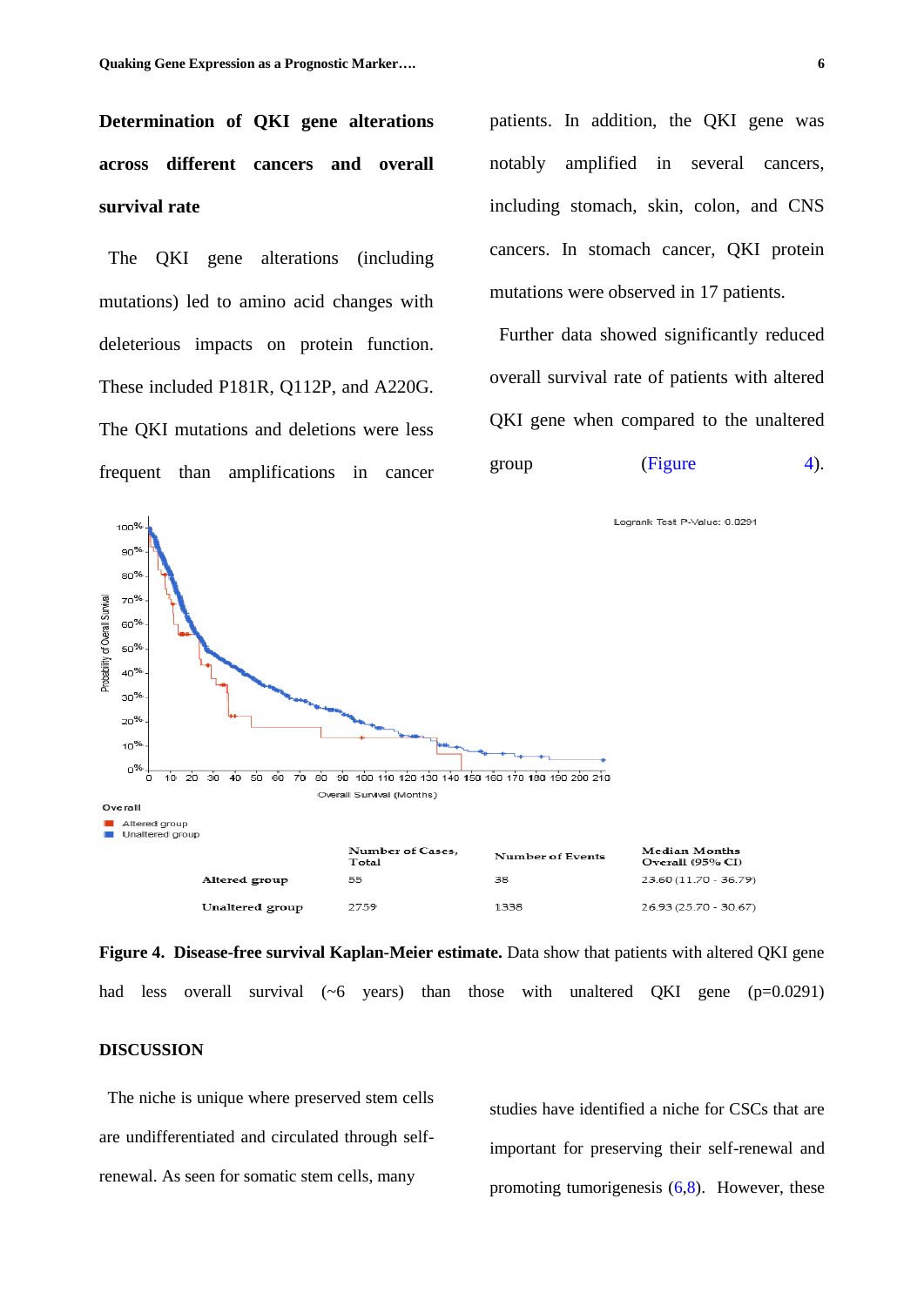### Determination of QKI gene alterations across different cancers and overall survival rate

The QKI gene alterations (including mutations) led to amino acid changes with deleterious impacts on protein function. These included P181R, Q112P, and A220G. The QKI mutations and deletions were less frequent than amplifications in cancer patients. In addition, the QKI gene was notably amplified in several cancers, including stomach, skin, colon, and CNS cancers. In stomach cancer, QKI protein mutations were observed in 17 patients.

Further data showed significantly reduced overall survival rate of patients with altered QKI gene when compared to the unaltered group (Figure 4).

Logrank Test P-Value: 0.0291

Overall
- Altered group
- Unaltered group

| | Number of Cases, Total | Number of Events | Median Months Overall (95% CI) |
|---|---|---|---|
| Altered group | 55 | 38 | 23.60 (11.70 - 36.79) |
| Unaltered group | 2759 | 1338 | 26.93 (25.70 - 30.67) |

**Figure 4. Disease-free survival Kaplan-Meier estimate.** Data show that patients with altered QKI gene had less overall survival (~6 years) than those with unaltered QKI gene (p=0.0291)

## DISCUSSION

The niche is unique where preserved stem cells are undifferentiated and circulated through self-renewal. As seen for somatic stem cells, many studies have identified a niche for CSCs that are important for preserving their self-renewal and promoting tumorigenesis (6,8). However, these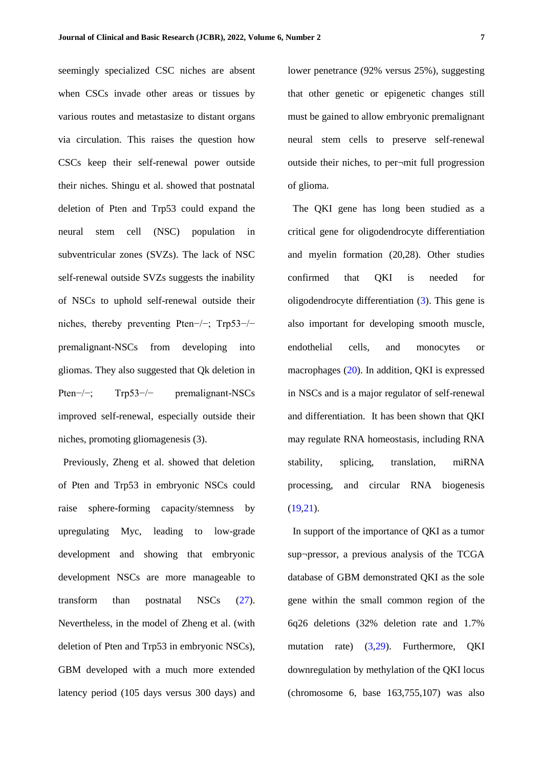seemingly specialized CSC niches are absent when CSCs invade other areas or tissues by various routes and metastasize to distant organs via circulation. This raises the question how CSCs keep their self-renewal power outside their niches. Shingu et al. showed that postnatal deletion of Pten and Trp53 could expand the neural stem cell (NSC) population in subventricular zones (SVZs). The lack of NSC self-renewal outside SVZs suggests the inability of NSCs to uphold self-renewal outside their niches, thereby preventing Pten−/−; Trp53−/− premalignant-NSCs from developing into gliomas. They also suggested that Qk deletion in Pten−/−; Trp53−/− premalignant-NSCs improved self-renewal, especially outside their niches, promoting gliomagenesis (3).

Previously, Zheng et al. showed that deletion of Pten and Trp53 in embryonic NSCs could raise sphere-forming capacity/stemness by upregulating Myc, leading to low-grade development and showing that embryonic development NSCs are more manageable to transform than postnatal NSCs (27). Nevertheless, in the model of Zheng et al. (with deletion of Pten and Trp53 in embryonic NSCs), GBM developed with a much more extended latency period (105 days versus 300 days) and lower penetrance (92% versus 25%), suggesting that other genetic or epigenetic changes still must be gained to allow embryonic premalignant neural stem cells to preserve self-renewal outside their niches, to per¬mit full progression of glioma.

The QKI gene has long been studied as a critical gene for oligodendrocyte differentiation and myelin formation (20,28). Other studies confirmed that QKI is needed for oligodendrocyte differentiation (3). This gene is also important for developing smooth muscle, endothelial cells, and monocytes or macrophages (20). In addition, QKI is expressed in NSCs and is a major regulator of self-renewal and differentiation. It has been shown that QKI may regulate RNA homeostasis, including RNA stability, splicing, translation, miRNA processing, and circular RNA biogenesis (19,21).

In support of the importance of QKI as a tumor sup¬pressor, a previous analysis of the TCGA database of GBM demonstrated QKI as the sole gene within the small common region of the 6q26 deletions (32% deletion rate and 1.7% mutation rate) (3,29). Furthermore, QKI downregulation by methylation of the QKI locus (chromosome 6, base 163,755,107) was also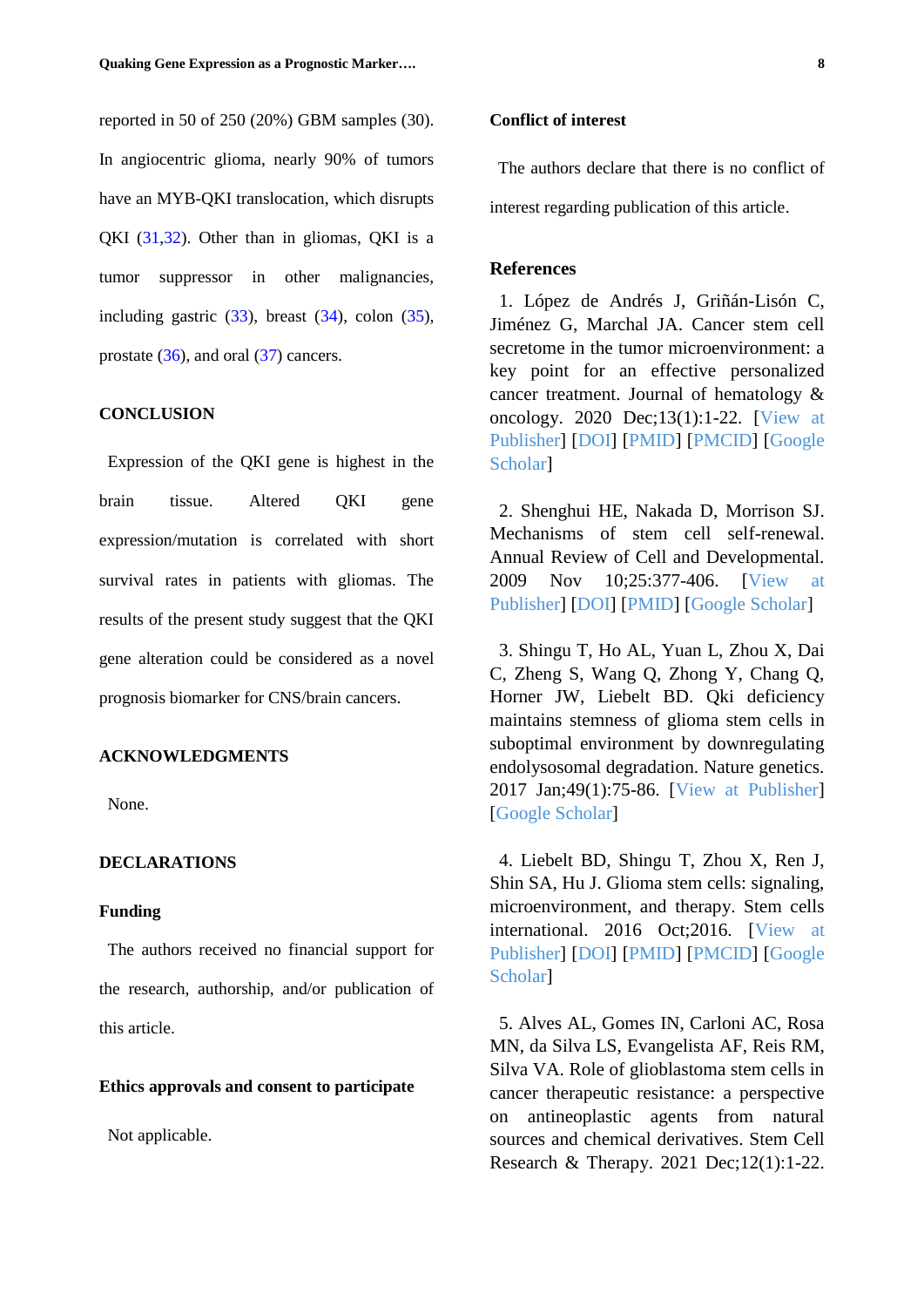reported in 50 of 250 (20%) GBM samples (30). In angiocentric glioma, nearly 90% of tumors have an MYB-QKI translocation, which disrupts QKI (31,32). Other than in gliomas, QKI is a tumor suppressor in other malignancies, including gastric (33), breast (34), colon (35), prostate (36), and oral (37) cancers.

## CONCLUSION

Expression of the QKI gene is highest in the brain tissue. Altered QKI gene expression/mutation is correlated with short survival rates in patients with gliomas. The results of the present study suggest that the QKI gene alteration could be considered as a novel prognosis biomarker for CNS/brain cancers.

## ACKNOWLEDGMENTS

None.

## DECLARATIONS

### Funding

The authors received no financial support for the research, authorship, and/or publication of this article.

### Ethics approvals and consent to participate

Not applicable.

### Conflict of interest

The authors declare that there is no conflict of interest regarding publication of this article.

## References

1. López de Andrés J, Griñán-Lisón C, Jiménez G, Marchal JA. Cancer stem cell secretome in the tumor microenvironment: a key point for an effective personalized cancer treatment. Journal of hematology & oncology. 2020 Dec;13(1):1-22. [View at Publisher] [DOI] [PMID] [PMCID] [Google Scholar]

2. Shenghui HE, Nakada D, Morrison SJ. Mechanisms of stem cell self-renewal. Annual Review of Cell and Developmental. 2009 Nov 10;25:377-406. [View at Publisher] [DOI] [PMID] [Google Scholar]

3. Shingu T, Ho AL, Yuan L, Zhou X, Dai C, Zheng S, Wang Q, Zhong Y, Chang Q, Horner JW, Liebelt BD. Qki deficiency maintains stemness of glioma stem cells in suboptimal environment by downregulating endolysosomal degradation. Nature genetics. 2017 Jan;49(1):75-86. [View at Publisher] [Google Scholar]

4. Liebelt BD, Shingu T, Zhou X, Ren J, Shin SA, Hu J. Glioma stem cells: signaling, microenvironment, and therapy. Stem cells international. 2016 Oct;2016. [View at Publisher] [DOI] [PMID] [PMCID] [Google Scholar]

5. Alves AL, Gomes IN, Carloni AC, Rosa MN, da Silva LS, Evangelista AF, Reis RM, Silva VA. Role of glioblastoma stem cells in cancer therapeutic resistance: a perspective on antineoplastic agents from natural sources and chemical derivatives. Stem Cell Research & Therapy. 2021 Dec;12(1):1-22.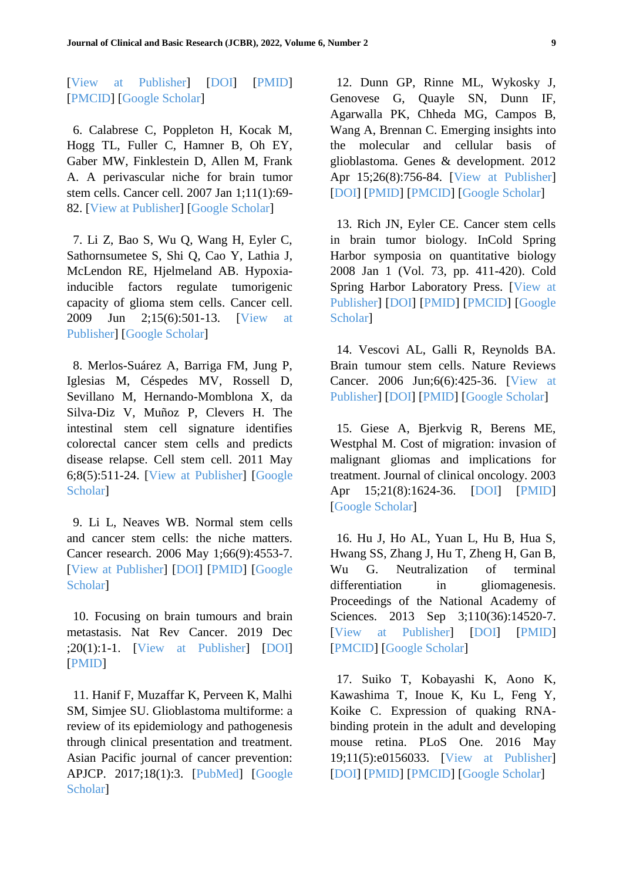[View at Publisher] [DOI] [PMID] [PMCID] [Google Scholar]

6. Calabrese C, Poppleton H, Kocak M, Hogg TL, Fuller C, Hamner B, Oh EY, Gaber MW, Finklestein D, Allen M, Frank A. A perivascular niche for brain tumor stem cells. Cancer cell. 2007 Jan 1;11(1):69-82. [View at Publisher] [Google Scholar]

7. Li Z, Bao S, Wu Q, Wang H, Eyler C, Sathornsumetee S, Shi Q, Cao Y, Lathia J, McLendon RE, Hjelmeland AB. Hypoxia-inducible factors regulate tumorigenic capacity of glioma stem cells. Cancer cell. 2009 Jun 2;15(6):501-13. [View at Publisher] [Google Scholar]

8. Merlos-Suárez A, Barriga FM, Jung P, Iglesias M, Céspedes MV, Rossell D, Sevillano M, Hernando-Momblona X, da Silva-Diz V, Muñoz P, Clevers H. The intestinal stem cell signature identifies colorectal cancer stem cells and predicts disease relapse. Cell stem cell. 2011 May 6;8(5):511-24. [View at Publisher] [Google Scholar]

9. Li L, Neaves WB. Normal stem cells and cancer stem cells: the niche matters. Cancer research. 2006 May 1;66(9):4553-7. [View at Publisher] [DOI] [PMID] [Google Scholar]

10. Focusing on brain tumours and brain metastasis. Nat Rev Cancer. 2019 Dec ;20(1):1-1. [View at Publisher] [DOI] [PMID]

11. Hanif F, Muzaffar K, Perveen K, Malhi SM, Simjee SU. Glioblastoma multiforme: a review of its epidemiology and pathogenesis through clinical presentation and treatment. Asian Pacific journal of cancer prevention: APJCP. 2017;18(1):3. [PubMed] [Google Scholar]

12. Dunn GP, Rinne ML, Wykosky J, Genovese G, Quayle SN, Dunn IF, Agarwalla PK, Chheda MG, Campos B, Wang A, Brennan C. Emerging insights into the molecular and cellular basis of glioblastoma. Genes & development. 2012 Apr 15;26(8):756-84. [View at Publisher] [DOI] [PMID] [PMCID] [Google Scholar]

13. Rich JN, Eyler CE. Cancer stem cells in brain tumor biology. InCold Spring Harbor symposia on quantitative biology 2008 Jan 1 (Vol. 73, pp. 411-420). Cold Spring Harbor Laboratory Press. [View at Publisher] [DOI] [PMID] [PMCID] [Google Scholar]

14. Vescovi AL, Galli R, Reynolds BA. Brain tumour stem cells. Nature Reviews Cancer. 2006 Jun;6(6):425-36. [View at Publisher] [DOI] [PMID] [Google Scholar]

15. Giese A, Bjerkvig R, Berens ME, Westphal M. Cost of migration: invasion of malignant gliomas and implications for treatment. Journal of clinical oncology. 2003 Apr 15;21(8):1624-36. [DOI] [PMID] [Google Scholar]

16. Hu J, Ho AL, Yuan L, Hu B, Hua S, Hwang SS, Zhang J, Hu T, Zheng H, Gan B, Wu G. Neutralization of terminal differentiation in gliomagenesis. Proceedings of the National Academy of Sciences. 2013 Sep 3;110(36):14520-7. [View at Publisher] [DOI] [PMID] [PMCID] [Google Scholar]

17. Suiko T, Kobayashi K, Aono K, Kawashima T, Inoue K, Ku L, Feng Y, Koike C. Expression of quaking RNA-binding protein in the adult and developing mouse retina. PLoS One. 2016 May 19;11(5):e0156033. [View at Publisher] [DOI] [PMID] [PMCID] [Google Scholar]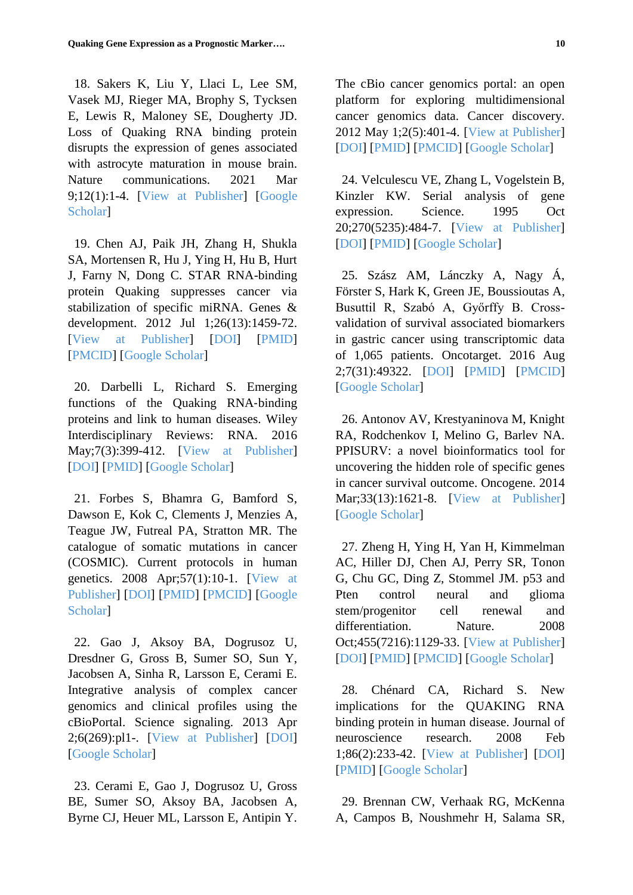18. Sakers K, Liu Y, Llaci L, Lee SM, Vasek MJ, Rieger MA, Brophy S, Tycksen E, Lewis R, Maloney SE, Dougherty JD. Loss of Quaking RNA binding protein disrupts the expression of genes associated with astrocyte maturation in mouse brain. Nature communications. 2021 Mar 9;12(1):1-4. [View at Publisher] [Google Scholar]

19. Chen AJ, Paik JH, Zhang H, Shukla SA, Mortensen R, Hu J, Ying H, Hu B, Hurt J, Farny N, Dong C. STAR RNA-binding protein Quaking suppresses cancer via stabilization of specific miRNA. Genes & development. 2012 Jul 1;26(13):1459-72. [View at Publisher] [DOI] [PMID] [PMCID] [Google Scholar]

20. Darbelli L, Richard S. Emerging functions of the Quaking RNA-binding proteins and link to human diseases. Wiley Interdisciplinary Reviews: RNA. 2016 May;7(3):399-412. [View at Publisher] [DOI] [PMID] [Google Scholar]

21. Forbes S, Bhamra G, Bamford S, Dawson E, Kok C, Clements J, Menzies A, Teague JW, Futreal PA, Stratton MR. The catalogue of somatic mutations in cancer (COSMIC). Current protocols in human genetics. 2008 Apr;57(1):10-1. [View at Publisher] [DOI] [PMID] [PMCID] [Google Scholar]

22. Gao J, Aksoy BA, Dogrusoz U, Dresdner G, Gross B, Sumer SO, Sun Y, Jacobsen A, Sinha R, Larsson E, Cerami E. Integrative analysis of complex cancer genomics and clinical profiles using the cBioPortal. Science signaling. 2013 Apr 2;6(269):pl1-. [View at Publisher] [DOI] [Google Scholar]

23. Cerami E, Gao J, Dogrusoz U, Gross BE, Sumer SO, Aksoy BA, Jacobsen A, Byrne CJ, Heuer ML, Larsson E, Antipin Y. The cBio cancer genomics portal: an open platform for exploring multidimensional cancer genomics data. Cancer discovery. 2012 May 1;2(5):401-4. [View at Publisher] [DOI] [PMID] [PMCID] [Google Scholar]

24. Velculescu VE, Zhang L, Vogelstein B, Kinzler KW. Serial analysis of gene expression. Science. 1995 Oct 20;270(5235):484-7. [View at Publisher] [DOI] [PMID] [Google Scholar]

25. Szász AM, Lánczky A, Nagy Á, Förster S, Hark K, Green JE, Boussioutas A, Busuttil R, Szabó A, Győrffy B. Cross-validation of survival associated biomarkers in gastric cancer using transcriptomic data of 1,065 patients. Oncotarget. 2016 Aug 2;7(31):49322. [DOI] [PMID] [PMCID] [Google Scholar]

26. Antonov AV, Krestyaninova M, Knight RA, Rodchenkov I, Melino G, Barlev NA. PPISURV: a novel bioinformatics tool for uncovering the hidden role of specific genes in cancer survival outcome. Oncogene. 2014 Mar;33(13):1621-8. [View at Publisher] [Google Scholar]

27. Zheng H, Ying H, Yan H, Kimmelman AC, Hiller DJ, Chen AJ, Perry SR, Tonon G, Chu GC, Ding Z, Stommel JM. p53 and Pten control neural and glioma stem/progenitor cell renewal and differentiation. Nature. 2008 Oct;455(7216):1129-33. [View at Publisher] [DOI] [PMID] [PMCID] [Google Scholar]

28. Chénard CA, Richard S. New implications for the QUAKING RNA binding protein in human disease. Journal of neuroscience research. 2008 Feb 1;86(2):233-42. [View at Publisher] [DOI] [PMID] [Google Scholar]

29. Brennan CW, Verhaak RG, McKenna A, Campos B, Noushmehr H, Salama SR,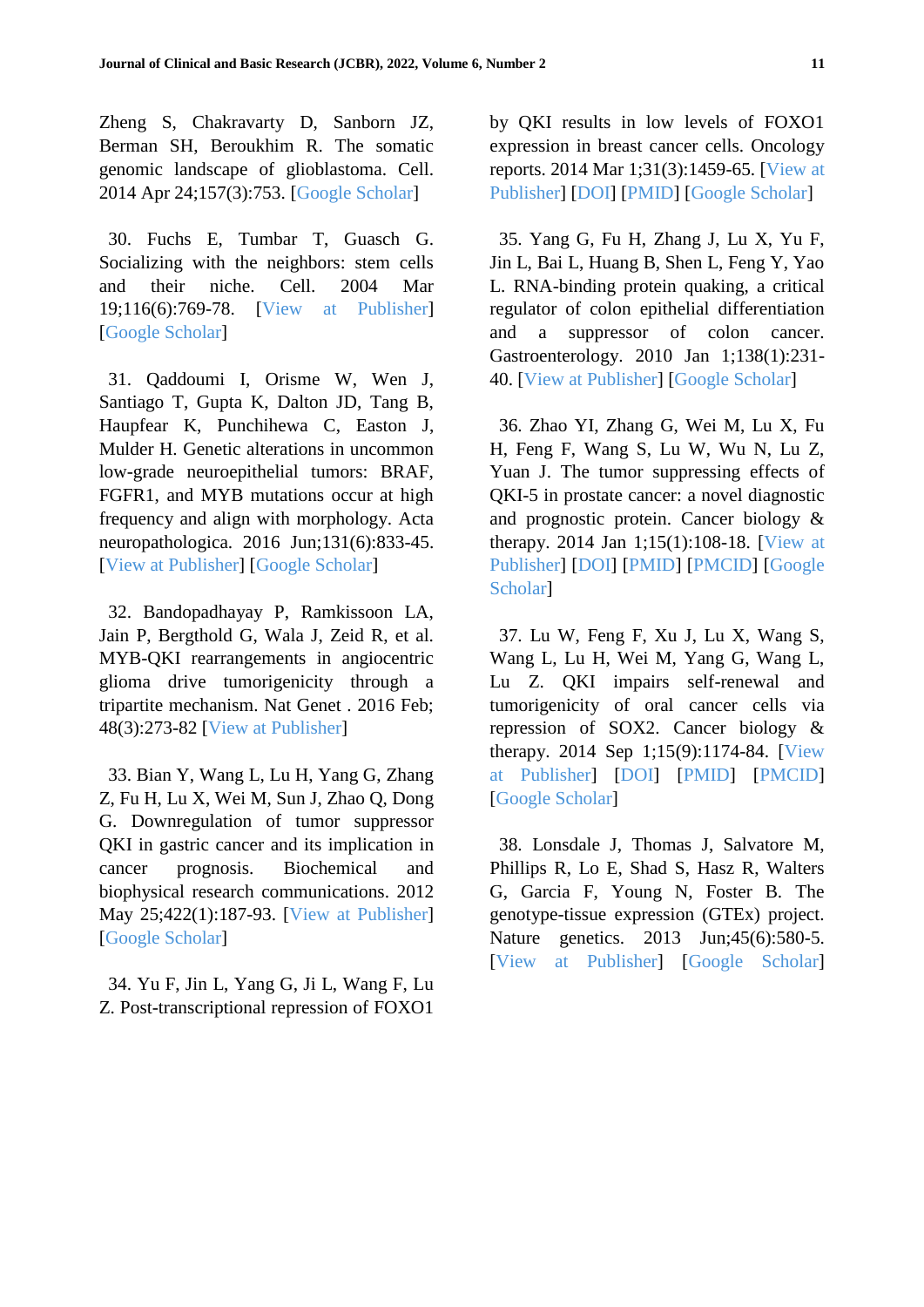Zheng S, Chakravarty D, Sanborn JZ, Berman SH, Beroukhim R. The somatic genomic landscape of glioblastoma. Cell. 2014 Apr 24;157(3):753. [Google Scholar]

30. Fuchs E, Tumbar T, Guasch G. Socializing with the neighbors: stem cells and their niche. Cell. 2004 Mar 19;116(6):769-78. [View at Publisher] [Google Scholar]

31. Qaddoumi I, Orisme W, Wen J, Santiago T, Gupta K, Dalton JD, Tang B, Haupfear K, Punchihewa C, Easton J, Mulder H. Genetic alterations in uncommon low-grade neuroepithelial tumors: BRAF, FGFR1, and MYB mutations occur at high frequency and align with morphology. Acta neuropathologica. 2016 Jun;131(6):833-45. [View at Publisher] [Google Scholar]

32. Bandopadhayay P, Ramkissoon LA, Jain P, Bergthold G, Wala J, Zeid R, et al. MYB-QKI rearrangements in angiocentric glioma drive tumorigenicity through a tripartite mechanism. Nat Genet . 2016 Feb; 48(3):273-82 [View at Publisher]

33. Bian Y, Wang L, Lu H, Yang G, Zhang Z, Fu H, Lu X, Wei M, Sun J, Zhao Q, Dong G. Downregulation of tumor suppressor QKI in gastric cancer and its implication in cancer prognosis. Biochemical and biophysical research communications. 2012 May 25;422(1):187-93. [View at Publisher] [Google Scholar]

34. Yu F, Jin L, Yang G, Ji L, Wang F, Lu Z. Post-transcriptional repression of FOXO1 by QKI results in low levels of FOXO1 expression in breast cancer cells. Oncology reports. 2014 Mar 1;31(3):1459-65. [View at Publisher] [DOI] [PMID] [Google Scholar]

35. Yang G, Fu H, Zhang J, Lu X, Yu F, Jin L, Bai L, Huang B, Shen L, Feng Y, Yao L. RNA-binding protein quaking, a critical regulator of colon epithelial differentiation and a suppressor of colon cancer. Gastroenterology. 2010 Jan 1;138(1):231-40. [View at Publisher] [Google Scholar]

36. Zhao YI, Zhang G, Wei M, Lu X, Fu H, Feng F, Wang S, Lu W, Wu N, Lu Z, Yuan J. The tumor suppressing effects of QKI-5 in prostate cancer: a novel diagnostic and prognostic protein. Cancer biology & therapy. 2014 Jan 1;15(1):108-18. [View at Publisher] [DOI] [PMID] [PMCID] [Google Scholar]

37. Lu W, Feng F, Xu J, Lu X, Wang S, Wang L, Lu H, Wei M, Yang G, Wang L, Lu Z. QKI impairs self-renewal and tumorigenicity of oral cancer cells via repression of SOX2. Cancer biology & therapy. 2014 Sep 1;15(9):1174-84. [View at Publisher] [DOI] [PMID] [PMCID] [Google Scholar]

38. Lonsdale J, Thomas J, Salvatore M, Phillips R, Lo E, Shad S, Hasz R, Walters G, Garcia F, Young N, Foster B. The genotype-tissue expression (GTEx) project. Nature genetics. 2013 Jun;45(6):580-5. [View at Publisher] [Google Scholar]